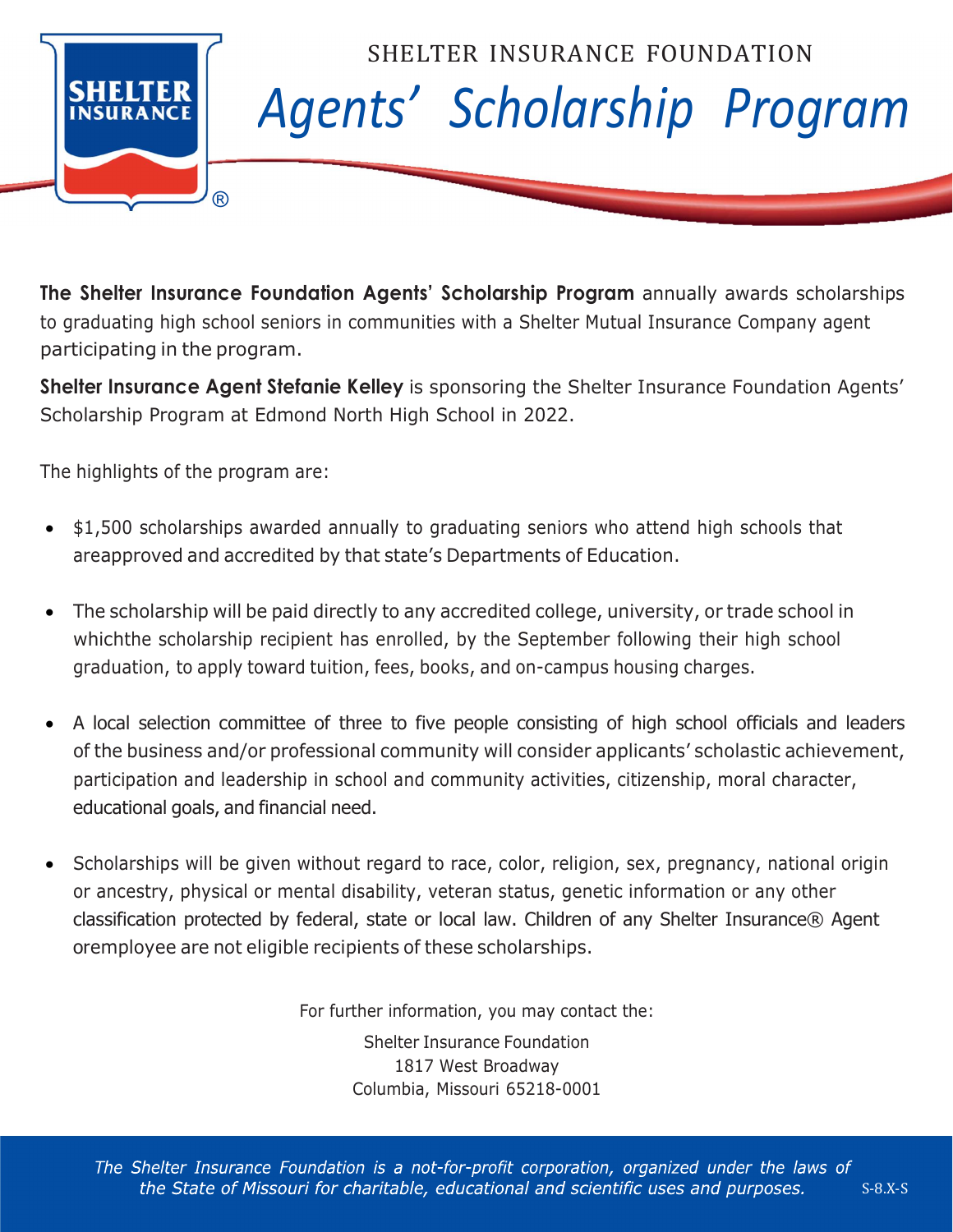SHELTER INSURANCE FOUNDATION

# *Agents' Scholarship Program*

**The Shelter Insurance Foundation Agents' Scholarship Program** annually awards scholarships to graduating high school seniors in communities with a Shelter Mutual Insurance Company agent participating in the program.

**Shelter Insurance Agent Stefanie Kelley** is sponsoring the Shelter Insurance Foundation Agents' Scholarship Program at Edmond North High School in 2022.

The highlights of the program are:

- $1,500 scholarships awarded annually to graduating seniors who attend high schools that areapproved and accredited by that state's Departments of Education.
- The scholarship will be paid directly to any accredited college, university, or trade school in whichthe scholarship recipient has enrolled, by the September following their high school graduation, to apply toward tuition, fees, books, and on-campus housing charges.
- A local selection committee of three to five people consisting of high school officials and leaders of the business and/or professional community will consider applicants' scholastic achievement, participation and leadership in school and community activities, citizenship, moral character, educational goals, and financial need.
- Scholarships will be given without regard to race, color, religion, sex, pregnancy, national origin or ancestry, physical or mental disability, veteran status, genetic information or any other classification protected by federal, state or local law. Children of any Shelter Insurance® Agent oremployee are not eligible recipients of these scholarships.

For further information, you may contact the:

Shelter Insurance Foundation
1817 West Broadway
Columbia, Missouri 65218-0001

*The Shelter Insurance Foundation is a not-for-profit corporation, organized under the laws of the State of Missouri for charitable, educational and scientific uses and purposes.*

S-8.X-S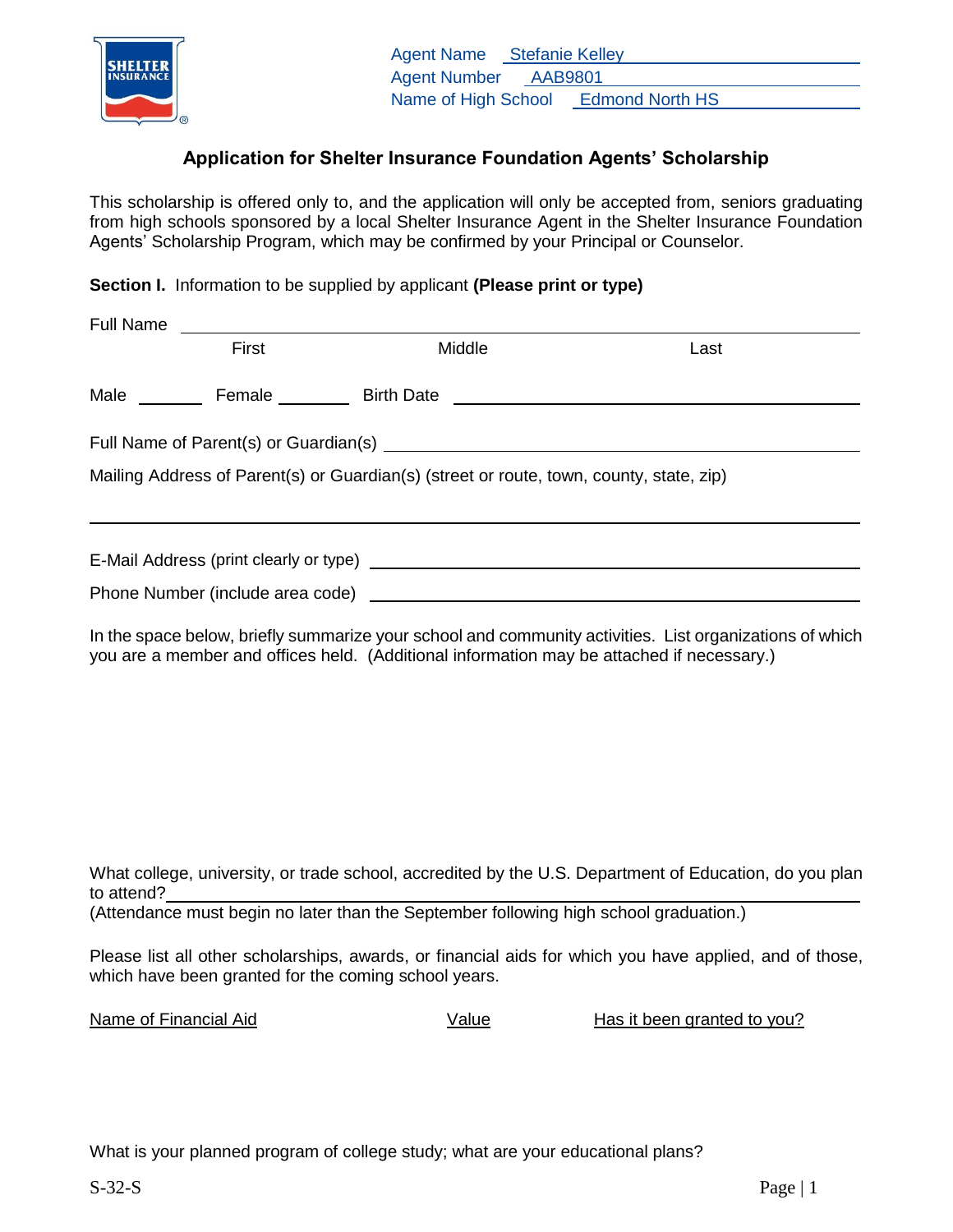Agent Name Stefanie Kelley
Agent Number AAB9801
Name of High School Edmond North HS

## Application for Shelter Insurance Foundation Agents' Scholarship

This scholarship is offered only to, and the application will only be accepted from, seniors graduating from high schools sponsored by a local Shelter Insurance Agent in the Shelter Insurance Foundation Agents' Scholarship Program, which may be confirmed by your Principal or Counselor.

**Section I.** Information to be supplied by applicant **(Please print or type)**

Full Name ______________________________________________
First Middle Last

Male _______ Female ________ Birth Date ______________________________

Full Name of Parent(s) or Guardian(s) ______________________________

Mailing Address of Parent(s) or Guardian(s) (street or route, town, county, state, zip)

______________________________________________

E-Mail Address (print clearly or type) ______________________________

Phone Number (include area code) ______________________________

In the space below, briefly summarize your school and community activities. List organizations of which you are a member and offices held. (Additional information may be attached if necessary.)

What college, university, or trade school, accredited by the U.S. Department of Education, do you plan to attend? ______________________________
(Attendance must begin no later than the September following high school graduation.)

Please list all other scholarships, awards, or financial aids for which you have applied, and of those, which have been granted for the coming school years.

| Name of Financial Aid | Value | Has it been granted to you? |
|---|---|---|
| | | |

What is your planned program of college study; what are your educational plans?

S-32-S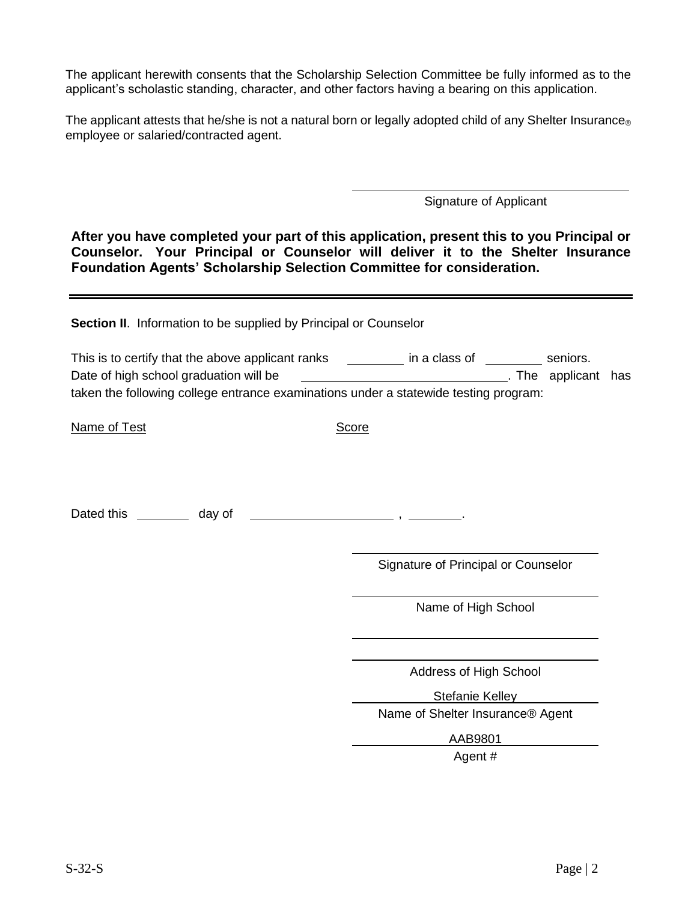The applicant herewith consents that the Scholarship Selection Committee be fully informed as to the applicant's scholastic standing, character, and other factors having a bearing on this application.

The applicant attests that he/she is not a natural born or legally adopted child of any Shelter Insurance® employee or salaried/contracted agent.

\_\_\_\_\_\_\_\_\_\_\_\_\_\_\_\_\_\_\_\_\_\_\_\_\_\_\_\_\_\_\_\_\_\_\_\_

Signature of Applicant

**After you have completed your part of this application, present this to you Principal or Counselor. Your Principal or Counselor will deliver it to the Shelter Insurance Foundation Agents' Scholarship Selection Committee for consideration.**

---

**Section II**. Information to be supplied by Principal or Counselor

This is to certify that the above applicant ranks \_\_\_\_\_\_\_\_ in a class of \_\_\_\_\_\_\_\_ seniors. Date of high school graduation will be \_\_\_\_\_\_\_\_\_\_\_\_\_\_\_\_\_\_\_\_\_\_\_\_\_\_\_\_. The applicant has taken the following college entrance examinations under a statewide testing program:

| Name of Test | Score |
|---|---|
| | |

Dated this \_\_\_\_\_\_\_\_ day of \_\_\_\_\_\_\_\_\_\_\_\_\_\_\_\_\_\_\_\_, \_\_\_\_\_\_\_\_.

\_\_\_\_\_\_\_\_\_\_\_\_\_\_\_\_\_\_\_\_\_\_\_\_\_\_\_\_\_\_\_\_\_\_\_\_

Signature of Principal or Counselor

\_\_\_\_\_\_\_\_\_\_\_\_\_\_\_\_\_\_\_\_\_\_\_\_\_\_\_\_\_\_\_\_\_\_\_\_

Name of High School

\_\_\_\_\_\_\_\_\_\_\_\_\_\_\_\_\_\_\_\_\_\_\_\_\_\_\_\_\_\_\_\_\_\_\_\_

\_\_\_\_\_\_\_\_\_\_\_\_\_\_\_\_\_\_\_\_\_\_\_\_\_\_\_\_\_\_\_\_\_\_\_\_

Address of High School

Stefanie Kelley

Name of Shelter Insurance® Agent

AAB9801

Agent #

S-32-S